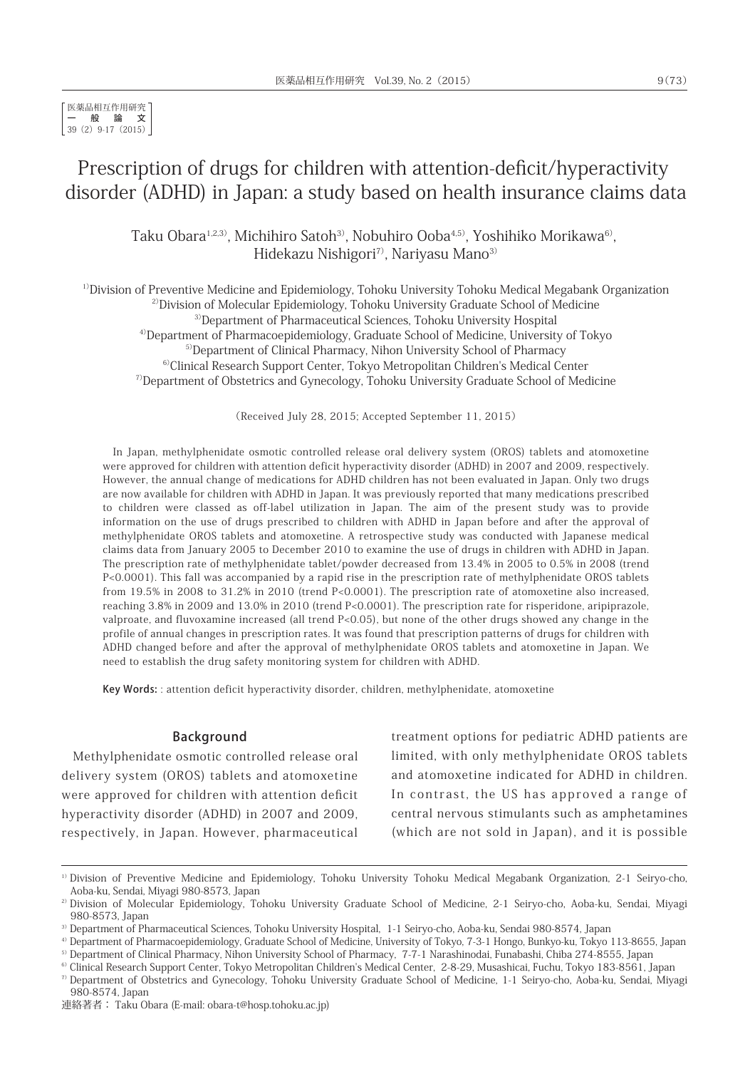医薬品相互作用研究
一 般 論 文
39（2）9-17（2015）

# Prescription of drugs for children with attention-deficit/hyperactivity disorder (ADHD) in Japan: a study based on health insurance claims data

Taku Obara[1,2,3], Michihiro Satoh[3], Nobuhiro Ooba[4,5], Yoshihiko Morikawa[6], Hidekazu Nishigori[7], Nariyasu Mano[3]

[1]Division of Preventive Medicine and Epidemiology, Tohoku University Tohoku Medical Megabank Organization
[2]Division of Molecular Epidemiology, Tohoku University Graduate School of Medicine
[3]Department of Pharmaceutical Sciences, Tohoku University Hospital
[4]Department of Pharmacoepidemiology, Graduate School of Medicine, University of Tokyo
[5]Department of Clinical Pharmacy, Nihon University School of Pharmacy
[6]Clinical Research Support Center, Tokyo Metropolitan Children's Medical Center
[7]Department of Obstetrics and Gynecology, Tohoku University Graduate School of Medicine

（Received July 28, 2015; Accepted September 11, 2015）

In Japan, methylphenidate osmotic controlled release oral delivery system (OROS) tablets and atomoxetine were approved for children with attention deficit hyperactivity disorder (ADHD) in 2007 and 2009, respectively. However, the annual change of medications for ADHD children has not been evaluated in Japan. Only two drugs are now available for children with ADHD in Japan. It was previously reported that many medications prescribed to children were classed as off-label utilization in Japan. The aim of the present study was to provide information on the use of drugs prescribed to children with ADHD in Japan before and after the approval of methylphenidate OROS tablets and atomoxetine. A retrospective study was conducted with Japanese medical claims data from January 2005 to December 2010 to examine the use of drugs in children with ADHD in Japan. The prescription rate of methylphenidate tablet/powder decreased from 13.4% in 2005 to 0.5% in 2008 (trend $P<0.0001$). This fall was accompanied by a rapid rise in the prescription rate of methylphenidate OROS tablets from 19.5% in 2008 to 31.2% in 2010 (trend $P<0.0001$). The prescription rate of atomoxetine also increased, reaching 3.8% in 2009 and 13.0% in 2010 (trend $P<0.0001$). The prescription rate for risperidone, aripiprazole, valproate, and fluvoxamine increased (all trend $P<0.05$), but none of the other drugs showed any change in the profile of annual changes in prescription rates. It was found that prescription patterns of drugs for children with ADHD changed before and after the approval of methylphenidate OROS tablets and atomoxetine in Japan. We need to establish the drug safety monitoring system for children with ADHD.

**Key Words:** : attention deficit hyperactivity disorder, children, methylphenidate, atomoxetine

## Background

Methylphenidate osmotic controlled release oral delivery system (OROS) tablets and atomoxetine were approved for children with attention deficit hyperactivity disorder (ADHD) in 2007 and 2009, respectively, in Japan. However, pharmaceutical treatment options for pediatric ADHD patients are limited, with only methylphenidate OROS tablets and atomoxetine indicated for ADHD in children. In contrast, the US has approved a range of central nervous stimulants such as amphetamines (which are not sold in Japan), and it is possible

[1] Division of Preventive Medicine and Epidemiology, Tohoku University Tohoku Medical Megabank Organization, 2-1 Seiryo-cho, Aoba-ku, Sendai, Miyagi 980-8573, Japan
[2] Division of Molecular Epidemiology, Tohoku University Graduate School of Medicine, 2-1 Seiryo-cho, Aoba-ku, Sendai, Miyagi 980-8573, Japan
[3] Department of Pharmaceutical Sciences, Tohoku University Hospital, 1-1 Seiryo-cho, Aoba-ku, Sendai 980-8574, Japan
[4] Department of Pharmacoepidemiology, Graduate School of Medicine, University of Tokyo, 7-3-1 Hongo, Bunkyo-ku, Tokyo 113-8655, Japan
[5] Department of Clinical Pharmacy, Nihon University School of Pharmacy, 7-7-1 Narashinodai, Funabashi, Chiba 274-8555, Japan
[6] Clinical Research Support Center, Tokyo Metropolitan Children's Medical Center, 2-8-29, Musashicai, Fuchu, Tokyo 183-8561, Japan
[7] Department of Obstetrics and Gynecology, Tohoku University Graduate School of Medicine, 1-1 Seiryo-cho, Aoba-ku, Sendai, Miyagi 980-8574, Japan

連絡著者： Taku Obara (E-mail: obara-t@hosp.tohoku.ac.jp)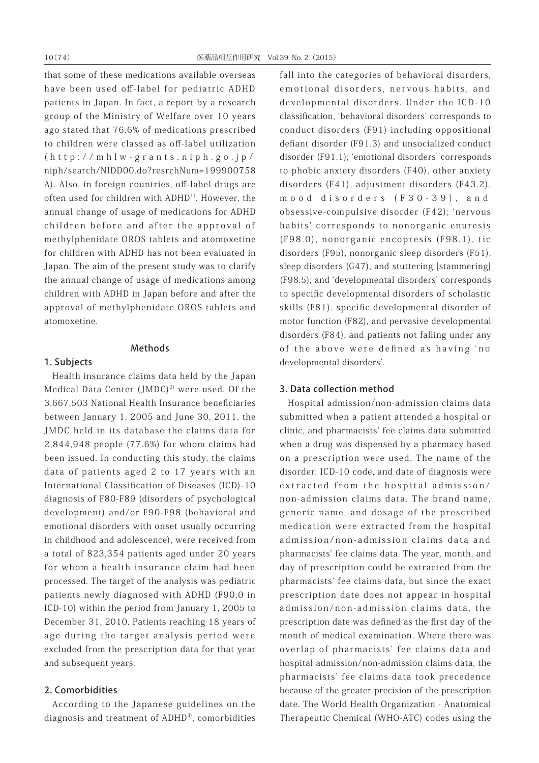that some of these medications available overseas have been used off-label for pediatric ADHD patients in Japan. In fact, a report by a research group of the Ministry of Welfare over 10 years ago stated that 76.6% of medications prescribed to children were classed as off-label utilization (http://mhlw-grants.niph.go.jp/niph/search/NIDD00.do?resrchNum=199900758A). Also, in foreign countries, off-label drugs are often used for children with ADHD[1]. However, the annual change of usage of medications for ADHD children before and after the approval of methylphenidate OROS tablets and atomoxetine for children with ADHD has not been evaluated in Japan. The aim of the present study was to clarify the annual change of usage of medications among children with ADHD in Japan before and after the approval of methylphenidate OROS tablets and atomoxetine.

## Methods

### 1. Subjects

Health insurance claims data held by the Japan Medical Data Center (JMDC)[2] were used. Of the 3,667,503 National Health Insurance beneficiaries between January 1, 2005 and June 30, 2011, the JMDC held in its database the claims data for 2,844,948 people (77.6%) for whom claims had been issued. In conducting this study, the claims data of patients aged 2 to 17 years with an International Classification of Diseases (ICD)-10 diagnosis of F80-F89 (disorders of psychological development) and/or F90-F98 (behavioral and emotional disorders with onset usually occurring in childhood and adolescence), were received from a total of 823,354 patients aged under 20 years for whom a health insurance claim had been processed. The target of the analysis was pediatric patients newly diagnosed with ADHD (F90.0 in ICD-10) within the period from January 1, 2005 to December 31, 2010. Patients reaching 18 years of age during the target analysis period were excluded from the prescription data for that year and subsequent years.

### 2. Comorbidities

According to the Japanese guidelines on the diagnosis and treatment of ADHD[3], comorbidities fall into the categories of behavioral disorders, emotional disorders, nervous habits, and developmental disorders. Under the ICD-10 classification, 'behavioral disorders' corresponds to conduct disorders (F91) including oppositional defiant disorder (F91.3) and unsocialized conduct disorder (F91.1); 'emotional disorders' corresponds to phobic anxiety disorders (F40), other anxiety disorders (F41), adjustment disorders (F43.2), mood disorders (F30-39), and obsessive-compulsive disorder (F42); 'nervous habits' corresponds to nonorganic enuresis (F98.0), nonorganic encopresis (F98.1), tic disorders (F95), nonorganic sleep disorders (F51), sleep disorders (G47), and stuttering [stammering] (F98.5); and 'developmental disorders' corresponds to specific developmental disorders of scholastic skills (F81), specific developmental disorder of motor function (F82), and pervasive developmental disorders (F84), and patients not falling under any of the above were defined as having 'no developmental disorders'.

### 3. Data collection method

Hospital admission/non-admission claims data submitted when a patient attended a hospital or clinic, and pharmacists' fee claims data submitted when a drug was dispensed by a pharmacy based on a prescription were used. The name of the disorder, ICD-10 code, and date of diagnosis were extracted from the hospital admission/non-admission claims data. The brand name, generic name, and dosage of the prescribed medication were extracted from the hospital admission/non-admission claims data and pharmacists' fee claims data. The year, month, and day of prescription could be extracted from the pharmacists' fee claims data, but since the exact prescription date does not appear in hospital admission/non-admission claims data, the prescription date was defined as the first day of the month of medical examination. Where there was overlap of pharmacists' fee claims data and hospital admission/non-admission claims data, the pharmacists' fee claims data took precedence because of the greater precision of the prescription date. The World Health Organization - Anatomical Therapeutic Chemical (WHO-ATC) codes using the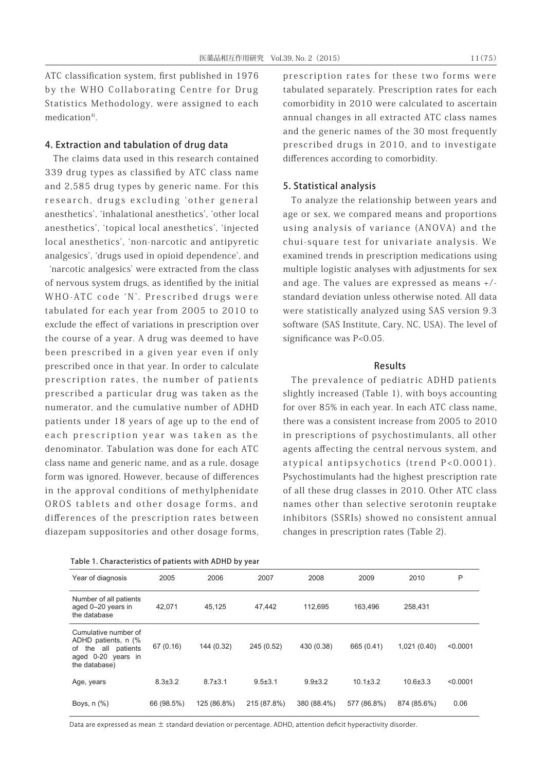ATC classification system, first published in 1976 by the WHO Collaborating Centre for Drug Statistics Methodology, were assigned to each medication[4].

## 4. Extraction and tabulation of drug data

The claims data used in this research contained 339 drug types as classified by ATC class name and 2,585 drug types by generic name. For this research, drugs excluding 'other general anesthetics', 'inhalational anesthetics', 'other local anesthetics', 'topical local anesthetics', 'injected local anesthetics', 'non-narcotic and antipyretic analgesics', 'drugs used in opioid dependence', and 'narcotic analgesics' were extracted from the class of nervous system drugs, as identified by the initial WHO-ATC code 'N'. Prescribed drugs were tabulated for each year from 2005 to 2010 to exclude the effect of variations in prescription over the course of a year. A drug was deemed to have been prescribed in a given year even if only prescribed once in that year. In order to calculate prescription rates, the number of patients prescribed a particular drug was taken as the numerator, and the cumulative number of ADHD patients under 18 years of age up to the end of each prescription year was taken as the denominator. Tabulation was done for each ATC class name and generic name, and as a rule, dosage form was ignored. However, because of differences in the approval conditions of methylphenidate OROS tablets and other dosage forms, and differences of the prescription rates between diazepam suppositories and other dosage forms, prescription rates for these two forms were tabulated separately. Prescription rates for each comorbidity in 2010 were calculated to ascertain annual changes in all extracted ATC class names and the generic names of the 30 most frequently prescribed drugs in 2010, and to investigate differences according to comorbidity.

## 5. Statistical analysis

To analyze the relationship between years and age or sex, we compared means and proportions using analysis of variance (ANOVA) and the chui-square test for univariate analysis. We examined trends in prescription medications using multiple logistic analyses with adjustments for sex and age. The values are expressed as means +/- standard deviation unless otherwise noted. All data were statistically analyzed using SAS version 9.3 software (SAS Institute, Cary, NC, USA). The level of significance was $P<0.05$.

# Results

The prevalence of pediatric ADHD patients slightly increased (Table 1), with boys accounting for over 85% in each year. In each ATC class name, there was a consistent increase from 2005 to 2010 in prescriptions of psychostimulants, all other agents affecting the central nervous system, and atypical antipsychotics (trend $P<0.0001$). Psychostimulants had the highest prescription rate of all these drug classes in 2010. Other ATC class names other than selective serotonin reuptake inhibitors (SSRIs) showed no consistent annual changes in prescription rates (Table 2).

Table 1. Characteristics of patients with ADHD by year

| Year of diagnosis | 2005 | 2006 | 2007 | 2008 | 2009 | 2010 | P |
|---|---|---|---|---|---|---|---|
| Number of all patients aged 0–20 years in the database | 42,071 | 45,125 | 47,442 | 112,695 | 163,496 | 258,431 | |
| Cumulative number of ADHD patients, n (% of the all patients aged 0-20 years in the database) | 67 (0.16) | 144 (0.32) | 245 (0.52) | 430 (0.38) | 665 (0.41) | 1,021 (0.40) | <0.0001 |
| Age, years | 8.3±3.2 | 8.7±3.1 | 9.5±3.1 | 9.9±3.2 | 10.1±3.2 | 10.6±3.3 | <0.0001 |
| Boys, n (%) | 66 (98.5%) | 125 (86.8%) | 215 (87.8%) | 380 (88.4%) | 577 (86.8%) | 874 (85.6%) | 0.06 |

Data are expressed as mean ± standard deviation or percentage. ADHD, attention deficit hyperactivity disorder.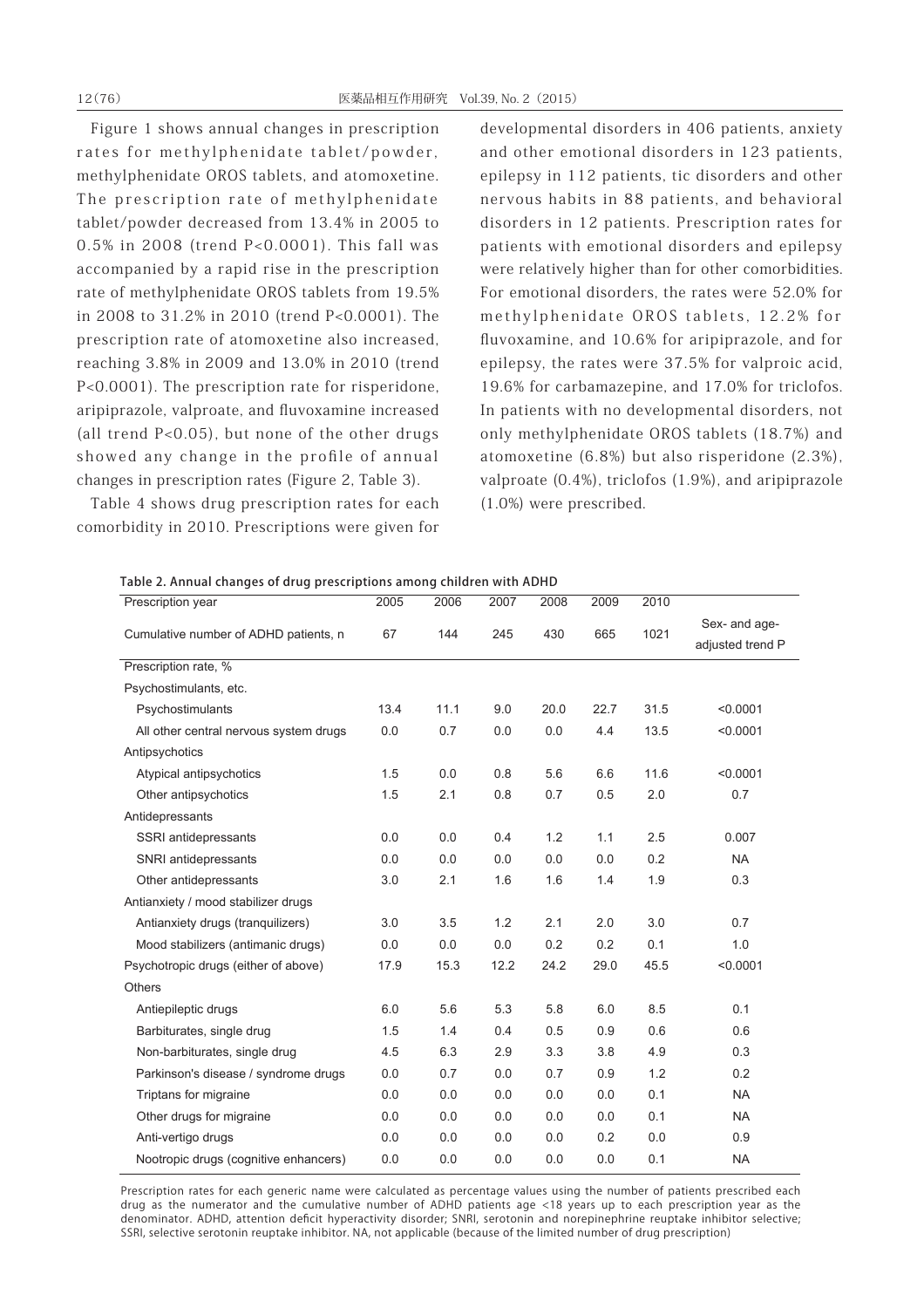Figure 1 shows annual changes in prescription rates for methylphenidate tablet/powder, methylphenidate OROS tablets, and atomoxetine. The prescription rate of methylphenidate tablet/powder decreased from 13.4% in 2005 to 0.5% in 2008 (trend P<0.0001). This fall was accompanied by a rapid rise in the prescription rate of methylphenidate OROS tablets from 19.5% in 2008 to 31.2% in 2010 (trend P<0.0001). The prescription rate of atomoxetine also increased, reaching 3.8% in 2009 and 13.0% in 2010 (trend P<0.0001). The prescription rate for risperidone, aripiprazole, valproate, and fluvoxamine increased (all trend P<0.05), but none of the other drugs showed any change in the profile of annual changes in prescription rates (Figure 2, Table 3).

Table 4 shows drug prescription rates for each comorbidity in 2010. Prescriptions were given for developmental disorders in 406 patients, anxiety and other emotional disorders in 123 patients, epilepsy in 112 patients, tic disorders and other nervous habits in 88 patients, and behavioral disorders in 12 patients. Prescription rates for patients with emotional disorders and epilepsy were relatively higher than for other comorbidities. For emotional disorders, the rates were 52.0% for methylphenidate OROS tablets, 12.2% for fluvoxamine, and 10.6% for aripiprazole, and for epilepsy, the rates were 37.5% for valproic acid, 19.6% for carbamazepine, and 17.0% for triclofos. In patients with no developmental disorders, not only methylphenidate OROS tablets (18.7%) and atomoxetine (6.8%) but also risperidone (2.3%), valproate (0.4%), triclofos (1.9%), and aripiprazole (1.0%) were prescribed.

**Table 2. Annual changes of drug prescriptions among children with ADHD**

| Prescription year | 2005 | 2006 | 2007 | 2008 | 2009 | 2010 | |
|---|---|---|---|---|---|---|---|
| Cumulative number of ADHD patients, n | 67 | 144 | 245 | 430 | 665 | 1021 | Sex- and age-adjusted trend P |
| Prescription rate, % | | | | | | | |
| Psychostimulants, etc. | | | | | | | |
| Psychostimulants | 13.4 | 11.1 | 9.0 | 20.0 | 22.7 | 31.5 | <0.0001 |
| All other central nervous system drugs | 0.0 | 0.7 | 0.0 | 0.0 | 4.4 | 13.5 | <0.0001 |
| Antipsychotics | | | | | | | |
| Atypical antipsychotics | 1.5 | 0.0 | 0.8 | 5.6 | 6.6 | 11.6 | <0.0001 |
| Other antipsychotics | 1.5 | 2.1 | 0.8 | 0.7 | 0.5 | 2.0 | 0.7 |
| Antidepressants | | | | | | | |
| SSRI antidepressants | 0.0 | 0.0 | 0.4 | 1.2 | 1.1 | 2.5 | 0.007 |
| SNRI antidepressants | 0.0 | 0.0 | 0.0 | 0.0 | 0.0 | 0.2 | NA |
| Other antidepressants | 3.0 | 2.1 | 1.6 | 1.6 | 1.4 | 1.9 | 0.3 |
| Antianxiety / mood stabilizer drugs | | | | | | | |
| Antianxiety drugs (tranquilizers) | 3.0 | 3.5 | 1.2 | 2.1 | 2.0 | 3.0 | 0.7 |
| Mood stabilizers (antimanic drugs) | 0.0 | 0.0 | 0.0 | 0.2 | 0.2 | 0.1 | 1.0 |
| Psychotropic drugs (either of above) | 17.9 | 15.3 | 12.2 | 24.2 | 29.0 | 45.5 | <0.0001 |
| Others | | | | | | | |
| Antiepileptic drugs | 6.0 | 5.6 | 5.3 | 5.8 | 6.0 | 8.5 | 0.1 |
| Barbiturates, single drug | 1.5 | 1.4 | 0.4 | 0.5 | 0.9 | 0.6 | 0.6 |
| Non-barbiturates, single drug | 4.5 | 6.3 | 2.9 | 3.3 | 3.8 | 4.9 | 0.3 |
| Parkinson's disease / syndrome drugs | 0.0 | 0.7 | 0.0 | 0.7 | 0.9 | 1.2 | 0.2 |
| Triptans for migraine | 0.0 | 0.0 | 0.0 | 0.0 | 0.0 | 0.1 | NA |
| Other drugs for migraine | 0.0 | 0.0 | 0.0 | 0.0 | 0.0 | 0.1 | NA |
| Anti-vertigo drugs | 0.0 | 0.0 | 0.0 | 0.0 | 0.2 | 0.0 | 0.9 |
| Nootropic drugs (cognitive enhancers) | 0.0 | 0.0 | 0.0 | 0.0 | 0.0 | 0.1 | NA |

Prescription rates for each generic name were calculated as percentage values using the number of patients prescribed each drug as the numerator and the cumulative number of ADHD patients age <18 years up to each prescription year as the denominator. ADHD, attention deficit hyperactivity disorder; SNRI, serotonin and norepinephrine reuptake inhibitor selective; SSRI, selective serotonin reuptake inhibitor. NA, not applicable (because of the limited number of drug prescription)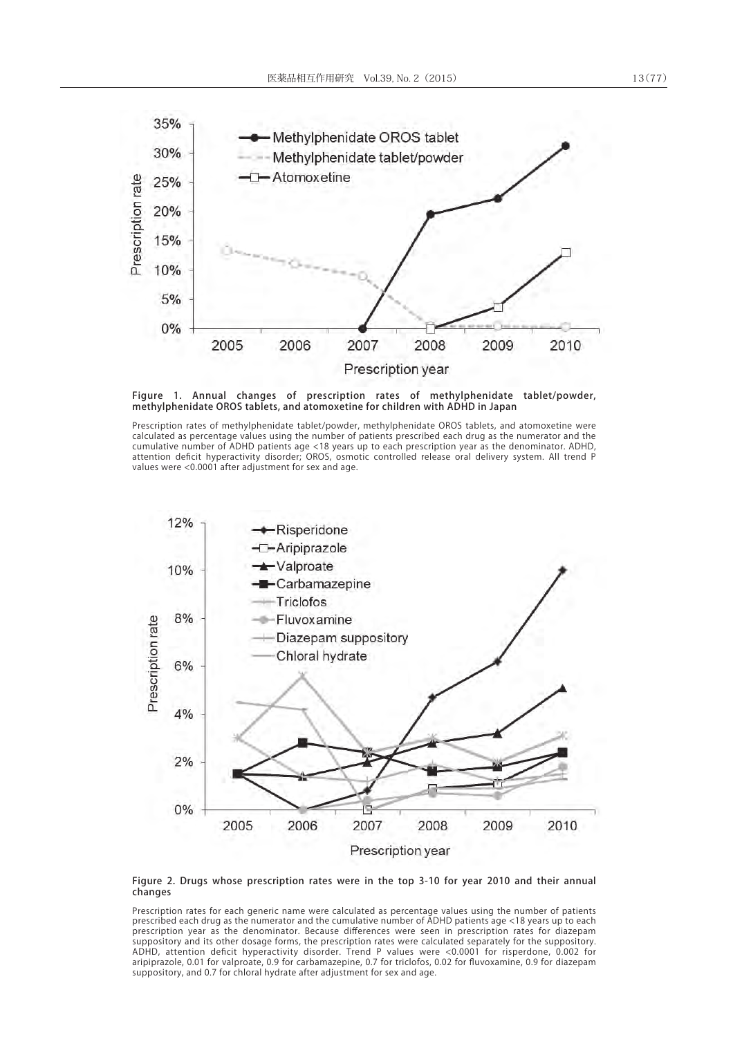Figure 1. Annual changes of prescription rates of methylphenidate tablet/powder, methylphenidate OROS tablets, and atomoxetine for children with ADHD in Japan

Prescription rates of methylphenidate tablet/powder, methylphenidate OROS tablets, and atomoxetine were calculated as percentage values using the number of patients prescribed each drug as the numerator and the cumulative number of ADHD patients age <18 years up to each prescription year as the denominator. ADHD, attention deficit hyperactivity disorder; OROS, osmotic controlled release oral delivery system. All trend P values were <0.0001 after adjustment for sex and age.

Figure 2. Drugs whose prescription rates were in the top 3-10 for year 2010 and their annual changes

Prescription rates for each generic name were calculated as percentage values using the number of patients prescribed each drug as the numerator and the cumulative number of ADHD patients age <18 years up to each prescription year as the denominator. Because differences were seen in prescription rates for diazepam suppository and its other dosage forms, the prescription rates were calculated separately for the suppository. ADHD, attention deficit hyperactivity disorder. Trend P values were <0.0001 for risperdone, 0.002 for aripiprazole, 0.01 for valproate, 0.9 for carbamazepine, 0.7 for triclofos, 0.02 for fluvoxamine, 0.9 for diazepam suppository, and 0.7 for chloral hydrate after adjustment for sex and age.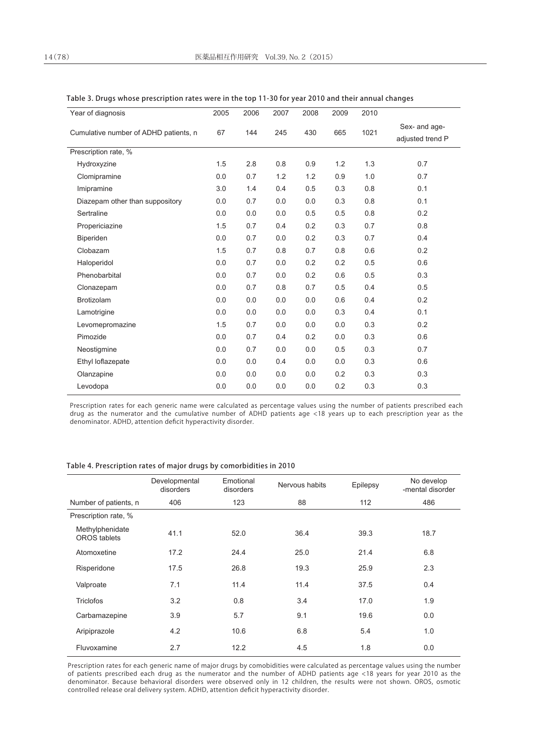Table 3. Drugs whose prescription rates were in the top 11-30 for year 2010 and their annual changes

| Year of diagnosis | 2005 | 2006 | 2007 | 2008 | 2009 | 2010 | |
|---|---|---|---|---|---|---|---|
| Cumulative number of ADHD patients, n | 67 | 144 | 245 | 430 | 665 | 1021 | Sex- and age-adjusted trend P |
| Prescription rate, % | | | | | | | |
| Hydroxyzine | 1.5 | 2.8 | 0.8 | 0.9 | 1.2 | 1.3 | 0.7 |
| Clomipramine | 0.0 | 0.7 | 1.2 | 1.2 | 0.9 | 1.0 | 0.7 |
| Imipramine | 3.0 | 1.4 | 0.4 | 0.5 | 0.3 | 0.8 | 0.1 |
| Diazepam other than suppository | 0.0 | 0.7 | 0.0 | 0.0 | 0.3 | 0.8 | 0.1 |
| Sertraline | 0.0 | 0.0 | 0.0 | 0.5 | 0.5 | 0.8 | 0.2 |
| Propericiazine | 1.5 | 0.7 | 0.4 | 0.2 | 0.3 | 0.7 | 0.8 |
| Biperiden | 0.0 | 0.7 | 0.0 | 0.2 | 0.3 | 0.7 | 0.4 |
| Clobazam | 1.5 | 0.7 | 0.8 | 0.7 | 0.8 | 0.6 | 0.2 |
| Haloperidol | 0.0 | 0.7 | 0.0 | 0.2 | 0.2 | 0.5 | 0.6 |
| Phenobarbital | 0.0 | 0.7 | 0.0 | 0.2 | 0.6 | 0.5 | 0.3 |
| Clonazepam | 0.0 | 0.7 | 0.8 | 0.7 | 0.5 | 0.4 | 0.5 |
| Brotizolam | 0.0 | 0.0 | 0.0 | 0.0 | 0.6 | 0.4 | 0.2 |
| Lamotrigine | 0.0 | 0.0 | 0.0 | 0.0 | 0.3 | 0.4 | 0.1 |
| Levomepromazine | 1.5 | 0.7 | 0.0 | 0.0 | 0.0 | 0.3 | 0.2 |
| Pimozide | 0.0 | 0.7 | 0.4 | 0.2 | 0.0 | 0.3 | 0.6 |
| Neostigmine | 0.0 | 0.7 | 0.0 | 0.0 | 0.5 | 0.3 | 0.7 |
| Ethyl loflazepate | 0.0 | 0.0 | 0.4 | 0.0 | 0.0 | 0.3 | 0.6 |
| Olanzapine | 0.0 | 0.0 | 0.0 | 0.0 | 0.2 | 0.3 | 0.3 |
| Levodopa | 0.0 | 0.0 | 0.0 | 0.0 | 0.2 | 0.3 | 0.3 |

Prescription rates for each generic name were calculated as percentage values using the number of patients prescribed each drug as the numerator and the cumulative number of ADHD patients age <18 years up to each prescription year as the denominator. ADHD, attention deficit hyperactivity disorder.

Table 4. Prescription rates of major drugs by comorbidities in 2010

| | Developmental disorders | Emotional disorders | Nervous habits | Epilepsy | No develop -mental disorder |
|---|---|---|---|---|---|
| Number of patients, n | 406 | 123 | 88 | 112 | 486 |
| Prescription rate, % | | | | | |
| Methylphenidate OROS tablets | 41.1 | 52.0 | 36.4 | 39.3 | 18.7 |
| Atomoxetine | 17.2 | 24.4 | 25.0 | 21.4 | 6.8 |
| Risperidone | 17.5 | 26.8 | 19.3 | 25.9 | 2.3 |
| Valproate | 7.1 | 11.4 | 11.4 | 37.5 | 0.4 |
| Triclofos | 3.2 | 0.8 | 3.4 | 17.0 | 1.9 |
| Carbamazepine | 3.9 | 5.7 | 9.1 | 19.6 | 0.0 |
| Aripiprazole | 4.2 | 10.6 | 6.8 | 5.4 | 1.0 |
| Fluvoxamine | 2.7 | 12.2 | 4.5 | 1.8 | 0.0 |

Prescription rates for each generic name of major drugs by comobidities were calculated as percentage values using the number of patients prescribed each drug as the numerator and the number of ADHD patients age <18 years for year 2010 as the denominator. Because behavioral disorders were observed only in 12 children, the results were not shown. OROS, osmotic controlled release oral delivery system. ADHD, attention deficit hyperactivity disorder.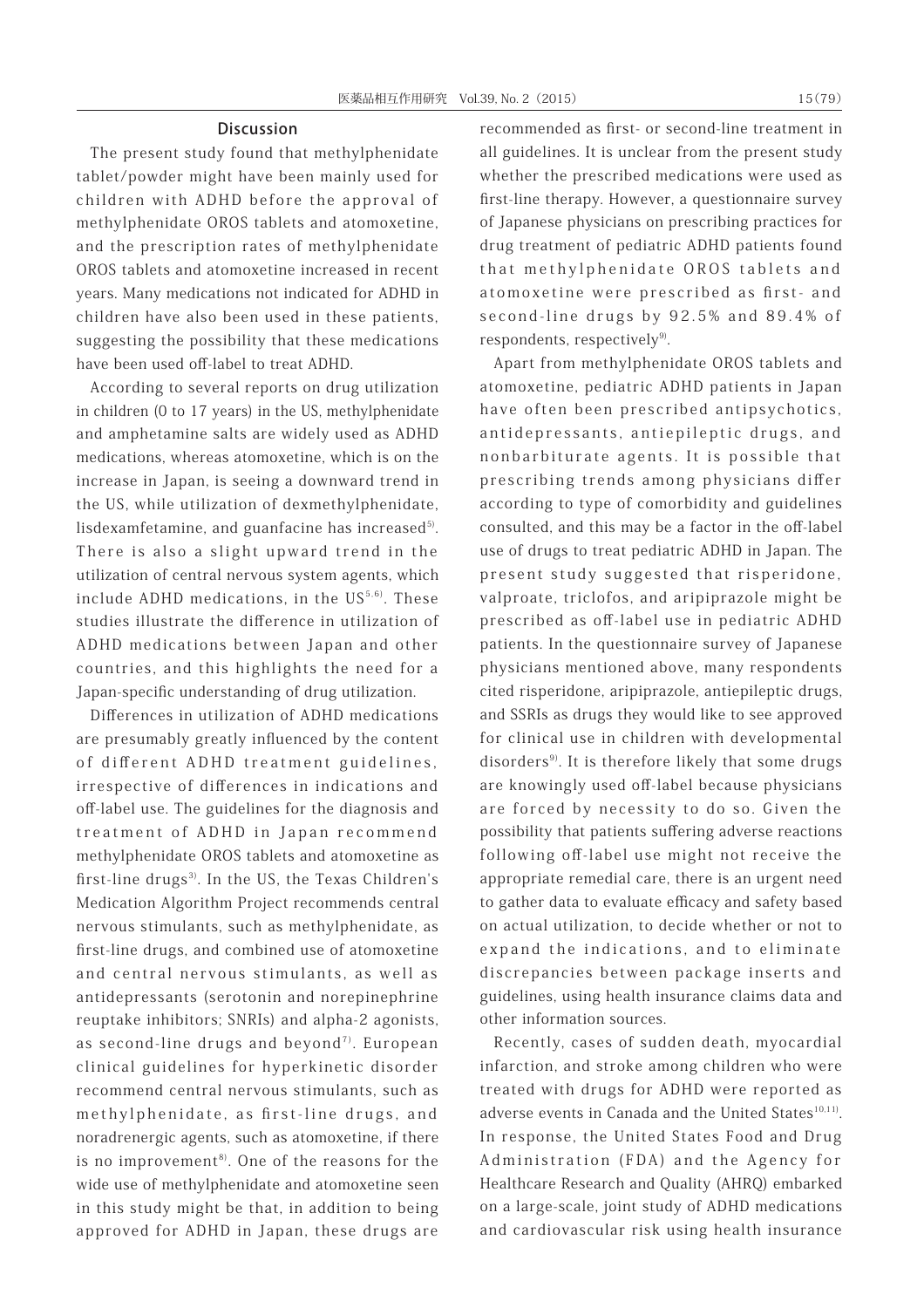## Discussion

The present study found that methylphenidate tablet/powder might have been mainly used for children with ADHD before the approval of methylphenidate OROS tablets and atomoxetine, and the prescription rates of methylphenidate OROS tablets and atomoxetine increased in recent years. Many medications not indicated for ADHD in children have also been used in these patients, suggesting the possibility that these medications have been used off-label to treat ADHD.

According to several reports on drug utilization in children (0 to 17 years) in the US, methylphenidate and amphetamine salts are widely used as ADHD medications, whereas atomoxetine, which is on the increase in Japan, is seeing a downward trend in the US, while utilization of dexmethylphenidate, lisdexamfetamine, and guanfacine has increased[5]. There is also a slight upward trend in the utilization of central nervous system agents, which include ADHD medications, in the US[5,6]. These studies illustrate the difference in utilization of ADHD medications between Japan and other countries, and this highlights the need for a Japan-specific understanding of drug utilization.

Differences in utilization of ADHD medications are presumably greatly influenced by the content of different ADHD treatment guidelines, irrespective of differences in indications and off-label use. The guidelines for the diagnosis and treatment of ADHD in Japan recommend methylphenidate OROS tablets and atomoxetine as first-line drugs[3]. In the US, the Texas Children's Medication Algorithm Project recommends central nervous stimulants, such as methylphenidate, as first-line drugs, and combined use of atomoxetine and central nervous stimulants, as well as antidepressants (serotonin and norepinephrine reuptake inhibitors; SNRIs) and alpha-2 agonists, as second-line drugs and beyond[7]. European clinical guidelines for hyperkinetic disorder recommend central nervous stimulants, such as methylphenidate, as first-line drugs, and noradrenergic agents, such as atomoxetine, if there is no improvement[8]. One of the reasons for the wide use of methylphenidate and atomoxetine seen in this study might be that, in addition to being approved for ADHD in Japan, these drugs are recommended as first- or second-line treatment in all guidelines. It is unclear from the present study whether the prescribed medications were used as first-line therapy. However, a questionnaire survey of Japanese physicians on prescribing practices for drug treatment of pediatric ADHD patients found that methylphenidate OROS tablets and atomoxetine were prescribed as first- and second-line drugs by 92.5% and 89.4% of respondents, respectively[9].

Apart from methylphenidate OROS tablets and atomoxetine, pediatric ADHD patients in Japan have often been prescribed antipsychotics, antidepressants, antiepileptic drugs, and nonbarbiturate agents. It is possible that prescribing trends among physicians differ according to type of comorbidity and guidelines consulted, and this may be a factor in the off-label use of drugs to treat pediatric ADHD in Japan. The present study suggested that risperidone, valproate, triclofos, and aripiprazole might be prescribed as off-label use in pediatric ADHD patients. In the questionnaire survey of Japanese physicians mentioned above, many respondents cited risperidone, aripiprazole, antiepileptic drugs, and SSRIs as drugs they would like to see approved for clinical use in children with developmental disorders[9]. It is therefore likely that some drugs are knowingly used off-label because physicians are forced by necessity to do so. Given the possibility that patients suffering adverse reactions following off-label use might not receive the appropriate remedial care, there is an urgent need to gather data to evaluate efficacy and safety based on actual utilization, to decide whether or not to expand the indications, and to eliminate discrepancies between package inserts and guidelines, using health insurance claims data and other information sources.

Recently, cases of sudden death, myocardial infarction, and stroke among children who were treated with drugs for ADHD were reported as adverse events in Canada and the United States[10,11]. In response, the United States Food and Drug Administration (FDA) and the Agency for Healthcare Research and Quality (AHRQ) embarked on a large-scale, joint study of ADHD medications and cardiovascular risk using health insurance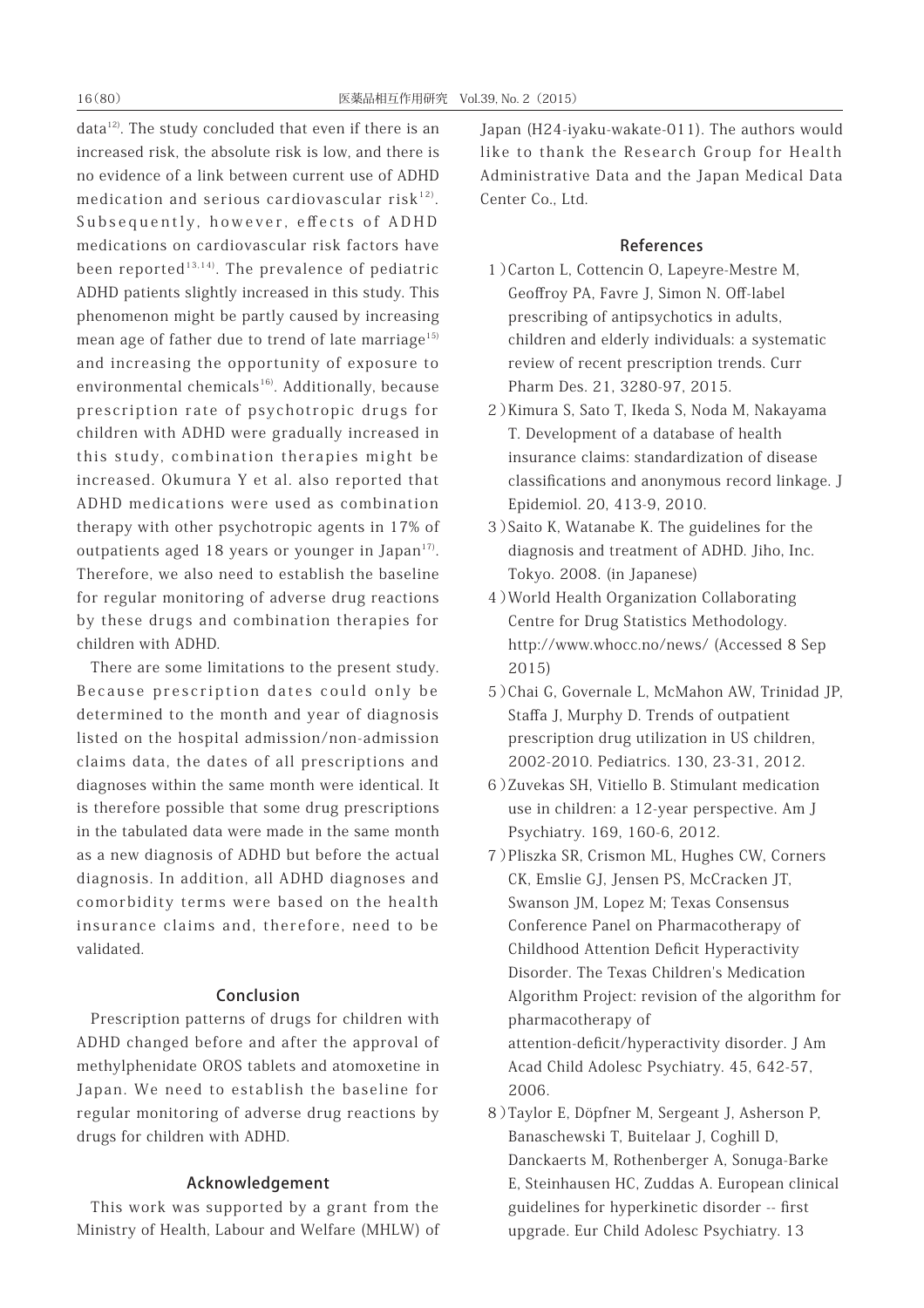data[12]. The study concluded that even if there is an increased risk, the absolute risk is low, and there is no evidence of a link between current use of ADHD medication and serious cardiovascular risk[12]. Subsequently, however, effects of ADHD medications on cardiovascular risk factors have been reported[13,14]. The prevalence of pediatric ADHD patients slightly increased in this study. This phenomenon might be partly caused by increasing mean age of father due to trend of late marriage[15] and increasing the opportunity of exposure to environmental chemicals[16]. Additionally, because prescription rate of psychotropic drugs for children with ADHD were gradually increased in this study, combination therapies might be increased. Okumura Y et al. also reported that ADHD medications were used as combination therapy with other psychotropic agents in 17% of outpatients aged 18 years or younger in Japan[17]. Therefore, we also need to establish the baseline for regular monitoring of adverse drug reactions by these drugs and combination therapies for children with ADHD.

There are some limitations to the present study. Because prescription dates could only be determined to the month and year of diagnosis listed on the hospital admission/non-admission claims data, the dates of all prescriptions and diagnoses within the same month were identical. It is therefore possible that some drug prescriptions in the tabulated data were made in the same month as a new diagnosis of ADHD but before the actual diagnosis. In addition, all ADHD diagnoses and comorbidity terms were based on the health insurance claims and, therefore, need to be validated.

## Conclusion

Prescription patterns of drugs for children with ADHD changed before and after the approval of methylphenidate OROS tablets and atomoxetine in Japan. We need to establish the baseline for regular monitoring of adverse drug reactions by drugs for children with ADHD.

## Acknowledgement

This work was supported by a grant from the Ministry of Health, Labour and Welfare (MHLW) of Japan (H24-iyaku-wakate-011). The authors would like to thank the Research Group for Health Administrative Data and the Japan Medical Data Center Co., Ltd.

## References

1) Carton L, Cottencin O, Lapeyre-Mestre M, Geoffroy PA, Favre J, Simon N. Off-label prescribing of antipsychotics in adults, children and elderly individuals: a systematic review of recent prescription trends. Curr Pharm Des. 21, 3280-97, 2015.
2) Kimura S, Sato T, Ikeda S, Noda M, Nakayama T. Development of a database of health insurance claims: standardization of disease classifications and anonymous record linkage. J Epidemiol. 20, 413-9, 2010.
3) Saito K, Watanabe K. The guidelines for the diagnosis and treatment of ADHD. Jiho, Inc. Tokyo. 2008. (in Japanese)
4) World Health Organization Collaborating Centre for Drug Statistics Methodology. http://www.whocc.no/news/ (Accessed 8 Sep 2015)
5) Chai G, Governale L, McMahon AW, Trinidad JP, Staffa J, Murphy D. Trends of outpatient prescription drug utilization in US children, 2002-2010. Pediatrics. 130, 23-31, 2012.
6) Zuvekas SH, Vitiello B. Stimulant medication use in children: a 12-year perspective. Am J Psychiatry. 169, 160-6, 2012.
7) Pliszka SR, Crismon ML, Hughes CW, Corners CK, Emslie GJ, Jensen PS, McCracken JT, Swanson JM, Lopez M; Texas Consensus Conference Panel on Pharmacotherapy of Childhood Attention Deficit Hyperactivity Disorder. The Texas Children's Medication Algorithm Project: revision of the algorithm for pharmacotherapy of attention-deficit/hyperactivity disorder. J Am Acad Child Adolesc Psychiatry. 45, 642-57, 2006.
8) Taylor E, Döpfner M, Sergeant J, Asherson P, Banaschewski T, Buitelaar J, Coghill D, Danckaerts M, Rothenberger A, Sonuga-Barke E, Steinhausen HC, Zuddas A. European clinical guidelines for hyperkinetic disorder -- first upgrade. Eur Child Adolesc Psychiatry. 13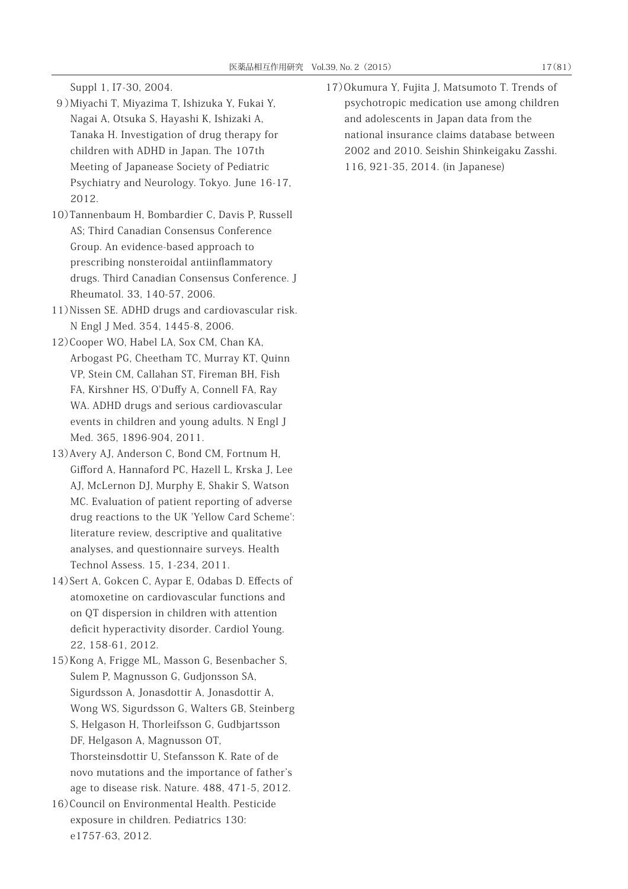Suppl 1, I7-30, 2004.

9) Miyachi T, Miyazima T, Ishizuka Y, Fukai Y, Nagai A, Otsuka S, Hayashi K, Ishizaki A, Tanaka H. Investigation of drug therapy for children with ADHD in Japan. The 107th Meeting of Japanease Society of Pediatric Psychiatry and Neurology. Tokyo. June 16-17, 2012.
10) Tannenbaum H, Bombardier C, Davis P, Russell AS; Third Canadian Consensus Conference Group. An evidence-based approach to prescribing nonsteroidal antiinflammatory drugs. Third Canadian Consensus Conference. J Rheumatol. 33, 140-57, 2006.
11) Nissen SE. ADHD drugs and cardiovascular risk. N Engl J Med. 354, 1445-8, 2006.
12) Cooper WO, Habel LA, Sox CM, Chan KA, Arbogast PG, Cheetham TC, Murray KT, Quinn VP, Stein CM, Callahan ST, Fireman BH, Fish FA, Kirshner HS, O'Duffy A, Connell FA, Ray WA. ADHD drugs and serious cardiovascular events in children and young adults. N Engl J Med. 365, 1896-904, 2011.
13) Avery AJ, Anderson C, Bond CM, Fortnum H, Gifford A, Hannaford PC, Hazell L, Krska J, Lee AJ, McLernon DJ, Murphy E, Shakir S, Watson MC. Evaluation of patient reporting of adverse drug reactions to the UK 'Yellow Card Scheme': literature review, descriptive and qualitative analyses, and questionnaire surveys. Health Technol Assess. 15, 1-234, 2011.
14) Sert A, Gokcen C, Aypar E, Odabas D. Effects of atomoxetine on cardiovascular functions and on QT dispersion in children with attention deficit hyperactivity disorder. Cardiol Young. 22, 158-61, 2012.
15) Kong A, Frigge ML, Masson G, Besenbacher S, Sulem P, Magnusson G, Gudjonsson SA, Sigurdsson A, Jonasdottir A, Jonasdottir A, Wong WS, Sigurdsson G, Walters GB, Steinberg S, Helgason H, Thorleifsson G, Gudbjartsson DF, Helgason A, Magnusson OT, Thorsteinsdottir U, Stefansson K. Rate of de novo mutations and the importance of father's age to disease risk. Nature. 488, 471-5, 2012.
16) Council on Environmental Health. Pesticide exposure in children. Pediatrics 130: e1757-63, 2012.
17) Okumura Y, Fujita J, Matsumoto T. Trends of psychotropic medication use among children and adolescents in Japan data from the national insurance claims database between 2002 and 2010. Seishin Shinkeigaku Zasshi. 116, 921-35, 2014. (in Japanese)